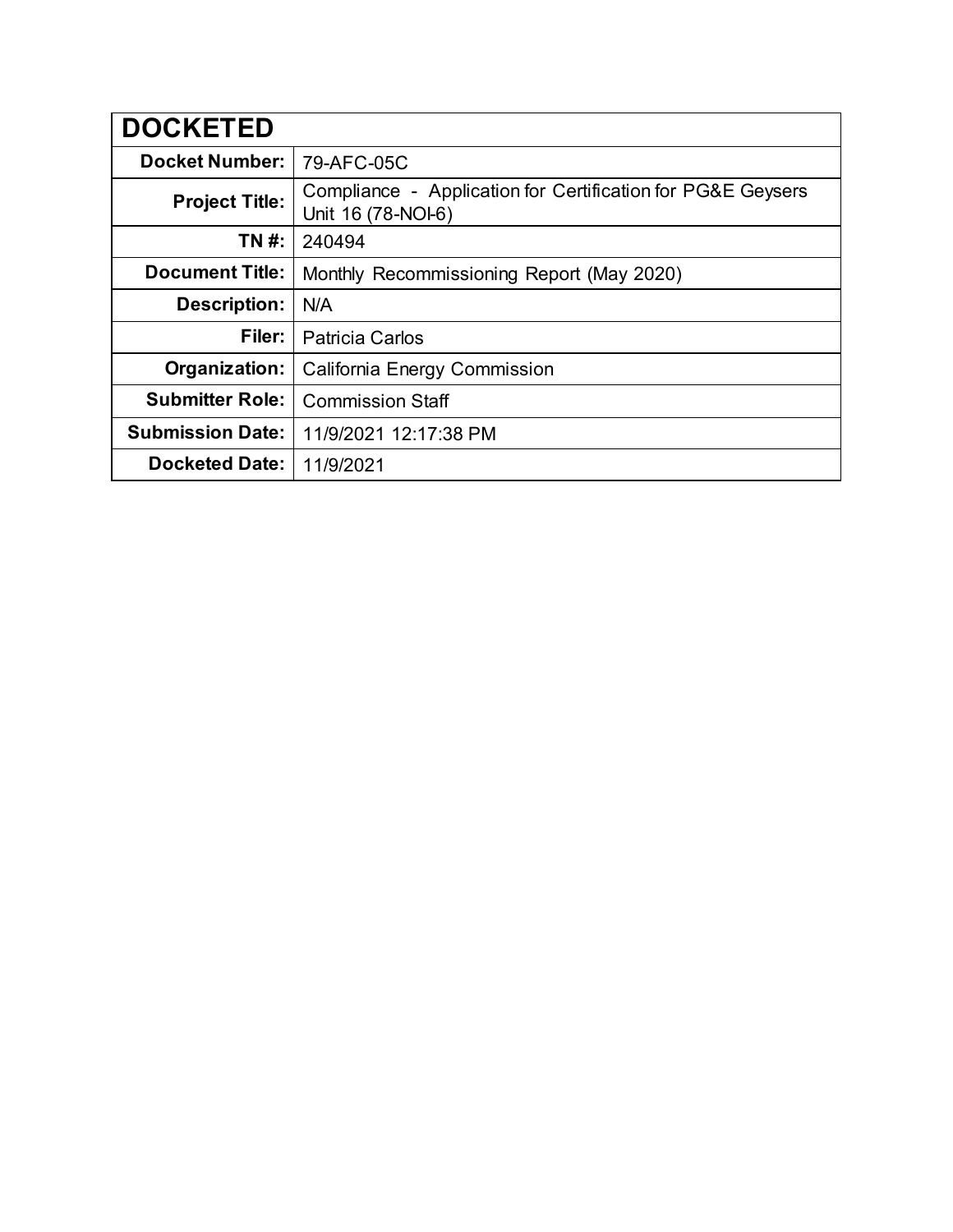| DOCKETED | |
|---|---|
| **Docket Number:** | 79-AFC-05C |
| **Project Title:** | Compliance - Application for Certification for PG&E Geysers Unit 16 (78-NOI-6) |
| **TN #:** | 240494 |
| **Document Title:** | Monthly Recommissioning Report (May 2020) |
| **Description:** | N/A |
| **Filer:** | Patricia Carlos |
| **Organization:** | California Energy Commission |
| **Submitter Role:** | Commission Staff |
| **Submission Date:** | 11/9/2021 12:17:38 PM |
| **Docketed Date:** | 11/9/2021 |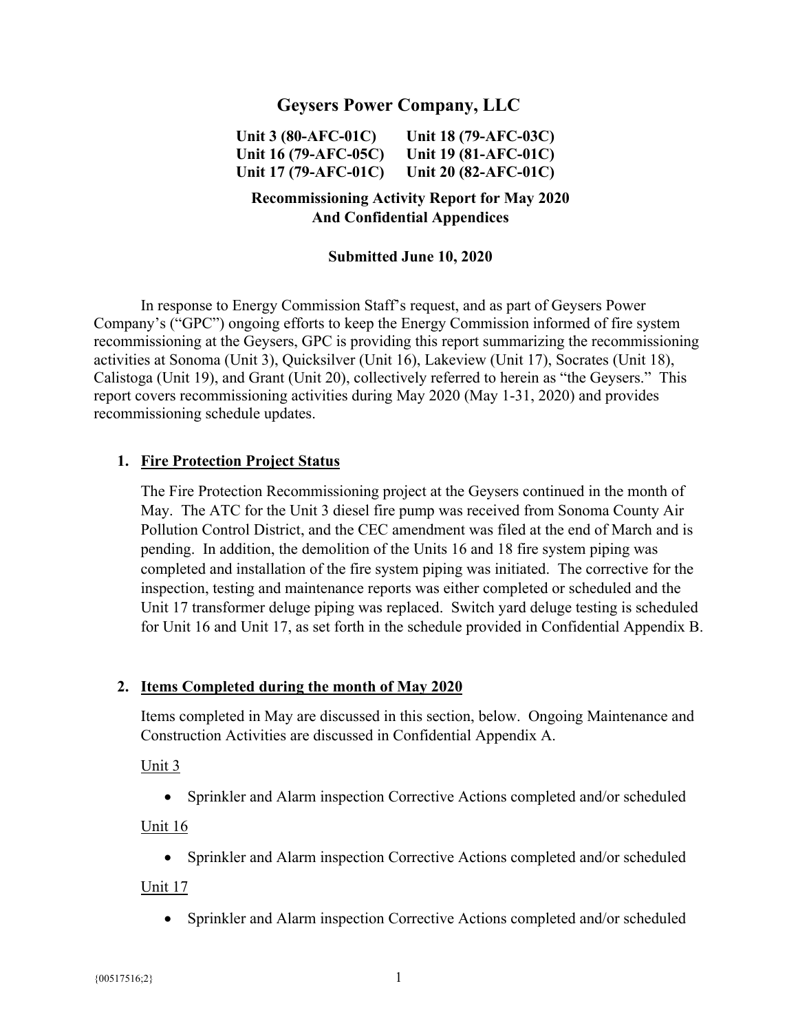# Geysers Power Company, LLC

**Unit 3 (80-AFC-01C)** **Unit 18 (79-AFC-03C)**
**Unit 16 (79-AFC-05C)** **Unit 19 (81-AFC-01C)**
**Unit 17 (79-AFC-01C)** **Unit 20 (82-AFC-01C)**

**Recommissioning Activity Report for May 2020**
**And Confidential Appendices**

**Submitted June 10, 2020**

In response to Energy Commission Staff's request, and as part of Geysers Power Company's ("GPC") ongoing efforts to keep the Energy Commission informed of fire system recommissioning at the Geysers, GPC is providing this report summarizing the recommissioning activities at Sonoma (Unit 3), Quicksilver (Unit 16), Lakeview (Unit 17), Socrates (Unit 18), Calistoga (Unit 19), and Grant (Unit 20), collectively referred to herein as "the Geysers." This report covers recommissioning activities during May 2020 (May 1-31, 2020) and provides recommissioning schedule updates.

## 1. Fire Protection Project Status

The Fire Protection Recommissioning project at the Geysers continued in the month of May. The ATC for the Unit 3 diesel fire pump was received from Sonoma County Air Pollution Control District, and the CEC amendment was filed at the end of March and is pending. In addition, the demolition of the Units 16 and 18 fire system piping was completed and installation of the fire system piping was initiated. The corrective for the inspection, testing and maintenance reports was either completed or scheduled and the Unit 17 transformer deluge piping was replaced. Switch yard deluge testing is scheduled for Unit 16 and Unit 17, as set forth in the schedule provided in Confidential Appendix B.

## 2. Items Completed during the month of May 2020

Items completed in May are discussed in this section, below. Ongoing Maintenance and Construction Activities are discussed in Confidential Appendix A.

Unit 3

- Sprinkler and Alarm inspection Corrective Actions completed and/or scheduled

Unit 16

- Sprinkler and Alarm inspection Corrective Actions completed and/or scheduled

Unit 17

- Sprinkler and Alarm inspection Corrective Actions completed and/or scheduled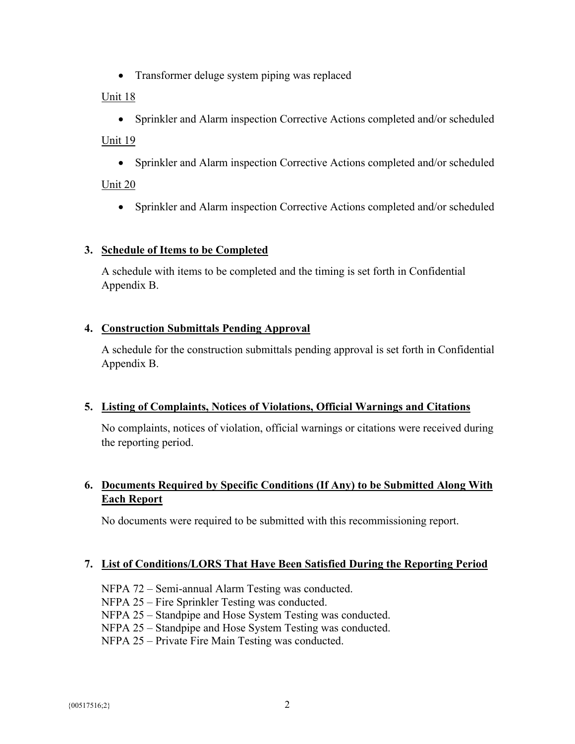- Transformer deluge system piping was replaced

Unit 18

- Sprinkler and Alarm inspection Corrective Actions completed and/or scheduled

Unit 19

- Sprinkler and Alarm inspection Corrective Actions completed and/or scheduled

Unit 20

- Sprinkler and Alarm inspection Corrective Actions completed and/or scheduled

## 3. Schedule of Items to be Completed

A schedule with items to be completed and the timing is set forth in Confidential Appendix B.

## 4. Construction Submittals Pending Approval

A schedule for the construction submittals pending approval is set forth in Confidential Appendix B.

## 5. Listing of Complaints, Notices of Violations, Official Warnings and Citations

No complaints, notices of violation, official warnings or citations were received during the reporting period.

## 6. Documents Required by Specific Conditions (If Any) to be Submitted Along With Each Report

No documents were required to be submitted with this recommissioning report.

## 7. List of Conditions/LORS That Have Been Satisfied During the Reporting Period

NFPA 72 – Semi-annual Alarm Testing was conducted.
NFPA 25 – Fire Sprinkler Testing was conducted.
NFPA 25 – Standpipe and Hose System Testing was conducted.
NFPA 25 – Standpipe and Hose System Testing was conducted.
NFPA 25 – Private Fire Main Testing was conducted.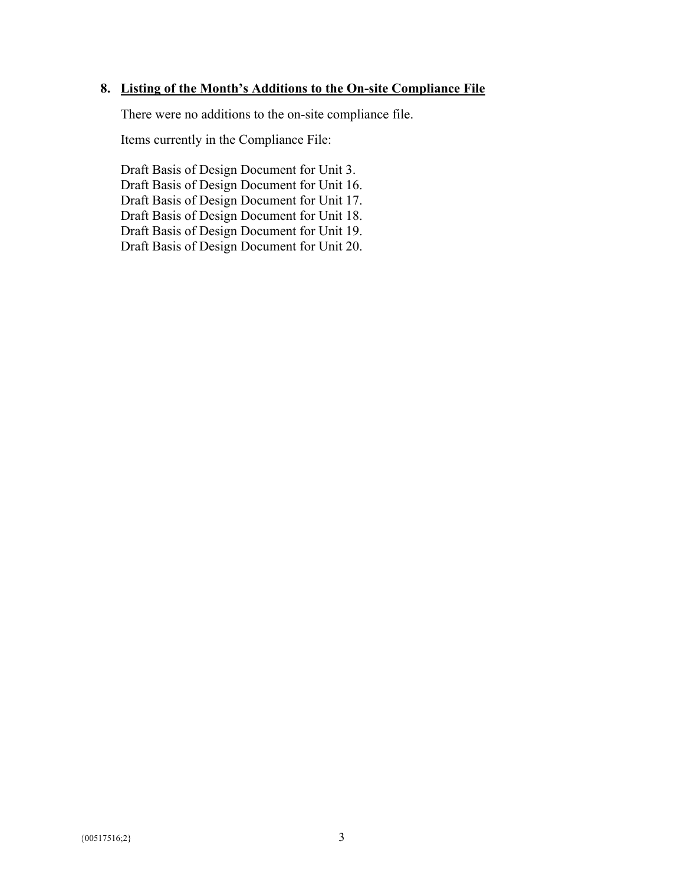## 8. Listing of the Month's Additions to the On-site Compliance File

There were no additions to the on-site compliance file.

Items currently in the Compliance File:

Draft Basis of Design Document for Unit 3.
Draft Basis of Design Document for Unit 16.
Draft Basis of Design Document for Unit 17.
Draft Basis of Design Document for Unit 18.
Draft Basis of Design Document for Unit 19.
Draft Basis of Design Document for Unit 20.